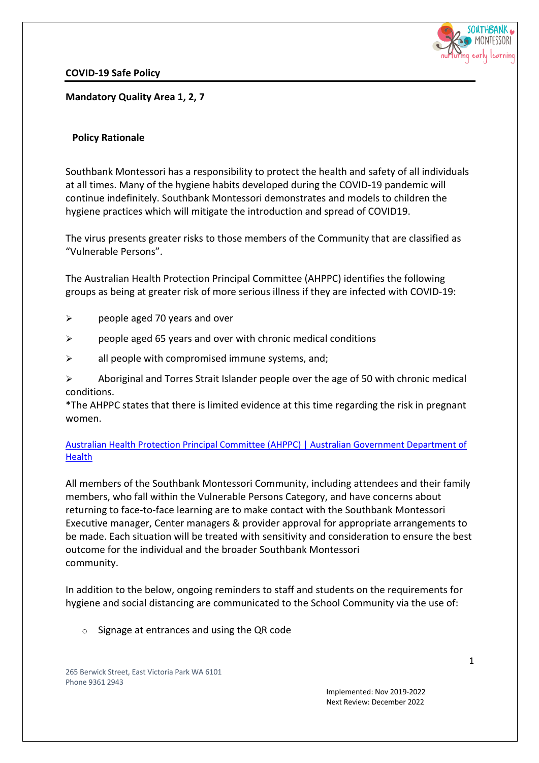## COVID-19 Safe Policy

**Mandatory Quality Area 1, 2, 7**

### Policy Rationale

Southbank Montessori has a responsibility to protect the health and safety of all individuals at all times. Many of the hygiene habits developed during the COVID-19 pandemic will continue indefinitely. Southbank Montessori demonstrates and models to children the hygiene practices which will mitigate the introduction and spread of COVID19.

The virus presents greater risks to those members of the Community that are classified as "Vulnerable Persons".

The Australian Health Protection Principal Committee (AHPPC) identifies the following groups as being at greater risk of more serious illness if they are infected with COVID-19:

- people aged 70 years and over
- people aged 65 years and over with chronic medical conditions
- all people with compromised immune systems, and;
- Aboriginal and Torres Strait Islander people over the age of 50 with chronic medical conditions.

*The AHPPC states that there is limited evidence at this time regarding the risk in pregnant women.

[Australian Health Protection Principal Committee (AHPPC) | Australian Government Department of Health]

All members of the Southbank Montessori Community, including attendees and their family members, who fall within the Vulnerable Persons Category, and have concerns about returning to face-to-face learning are to make contact with the Southbank Montessori Executive manager, Center managers & provider approval for appropriate arrangements to be made. Each situation will be treated with sensitivity and consideration to ensure the best outcome for the individual and the broader Southbank Montessori community.

In addition to the below, ongoing reminders to staff and students on the requirements for hygiene and social distancing are communicated to the School Community via the use of:

- Signage at entrances and using the QR code

265 Berwick Street, East Victoria Park WA 6101
Phone 9361 2943

Implemented: Nov 2019-2022
Next Review: December 2022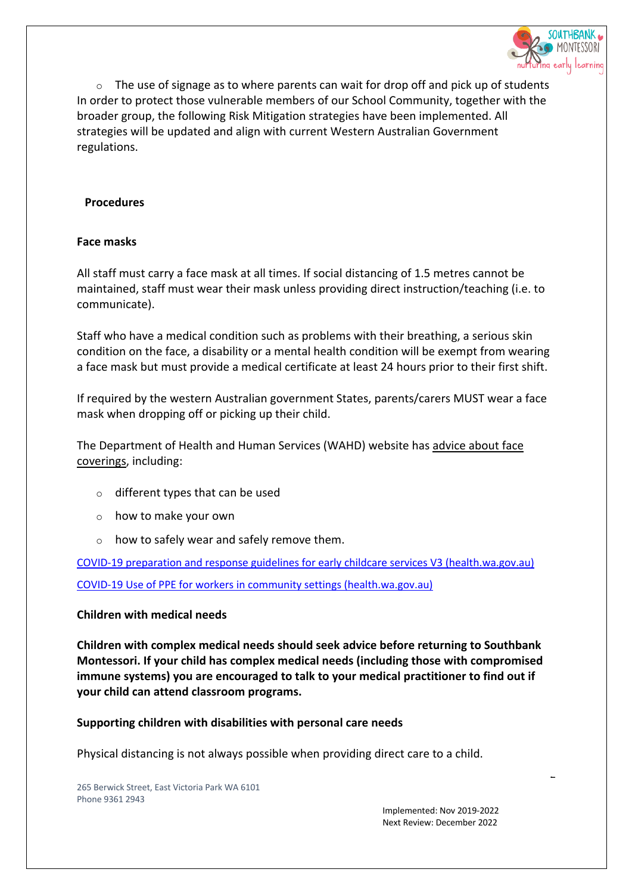- The use of signage as to where parents can wait for drop off and pick up of students

In order to protect those vulnerable members of our School Community, together with the broader group, the following Risk Mitigation strategies have been implemented. All strategies will be updated and align with current Western Australian Government regulations.

## Procedures

### Face masks

All staff must carry a face mask at all times. If social distancing of 1.5 metres cannot be maintained, staff must wear their mask unless providing direct instruction/teaching (i.e. to communicate).

Staff who have a medical condition such as problems with their breathing, a serious skin condition on the face, a disability or a mental health condition will be exempt from wearing a face mask but must provide a medical certificate at least 24 hours prior to their first shift.

If required by the western Australian government States, parents/carers MUST wear a face mask when dropping off or picking up their child.

The Department of Health and Human Services (WAHD) website has advice about face coverings, including:

- different types that can be used
- how to make your own
- how to safely wear and safely remove them.

COVID-19 preparation and response guidelines for early childcare services V3 (health.wa.gov.au)

COVID-19 Use of PPE for workers in community settings (health.wa.gov.au)

### Children with medical needs

**Children with complex medical needs should seek advice before returning to Southbank Montessori. If your child has complex medical needs (including those with compromised immune systems) you are encouraged to talk to your medical practitioner to find out if your child can attend classroom programs.**

### Supporting children with disabilities with personal care needs

Physical distancing is not always possible when providing direct care to a child.

265 Berwick Street, East Victoria Park WA 6101
Phone 9361 2943

Implemented: Nov 2019-2022
Next Review: December 2022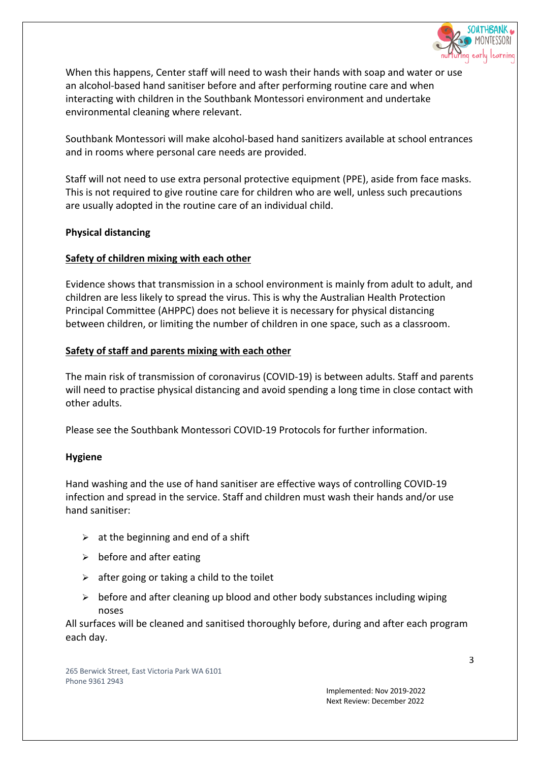When this happens, Center staff will need to wash their hands with soap and water or use an alcohol-based hand sanitiser before and after performing routine care and when interacting with children in the Southbank Montessori environment and undertake environmental cleaning where relevant.

Southbank Montessori will make alcohol-based hand sanitizers available at school entrances and in rooms where personal care needs are provided.

Staff will not need to use extra personal protective equipment (PPE), aside from face masks. This is not required to give routine care for children who are well, unless such precautions are usually adopted in the routine care of an individual child.

**Physical distancing**

**Safety of children mixing with each other**

Evidence shows that transmission in a school environment is mainly from adult to adult, and children are less likely to spread the virus. This is why the Australian Health Protection Principal Committee (AHPPC) does not believe it is necessary for physical distancing between children, or limiting the number of children in one space, such as a classroom.

**Safety of staff and parents mixing with each other**

The main risk of transmission of coronavirus (COVID-19) is between adults. Staff and parents will need to practise physical distancing and avoid spending a long time in close contact with other adults.

Please see the Southbank Montessori COVID-19 Protocols for further information.

**Hygiene**

Hand washing and the use of hand sanitiser are effective ways of controlling COVID-19 infection and spread in the service. Staff and children must wash their hands and/or use hand sanitiser:

- at the beginning and end of a shift
- before and after eating
- after going or taking a child to the toilet
- before and after cleaning up blood and other body substances including wiping noses

All surfaces will be cleaned and sanitised thoroughly before, during and after each program each day.

265 Berwick Street, East Victoria Park WA 6101
Phone 9361 2943

Implemented: Nov 2019-2022
Next Review: December 2022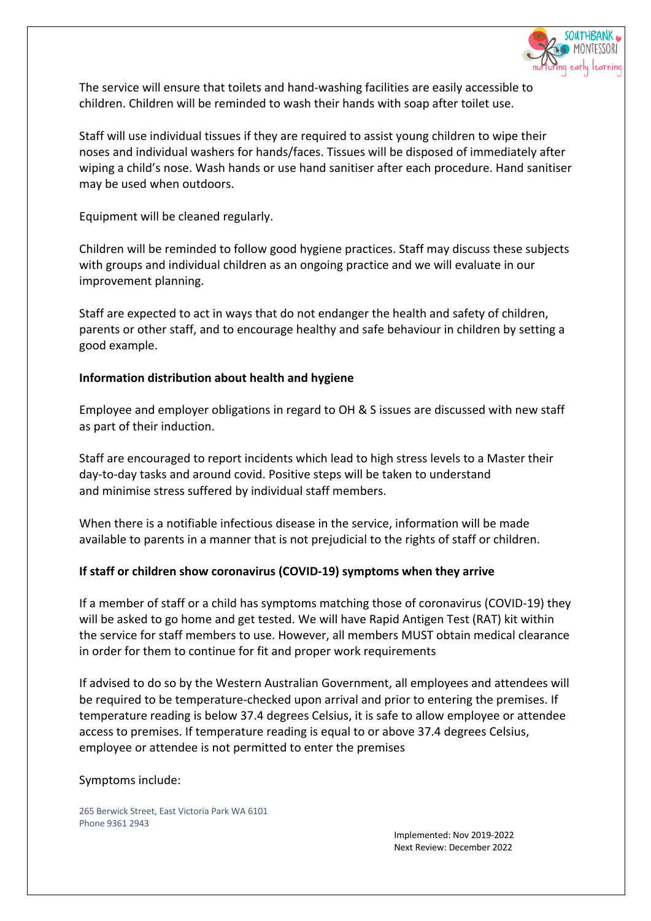The service will ensure that toilets and hand-washing facilities are easily accessible to children. Children will be reminded to wash their hands with soap after toilet use.

Staff will use individual tissues if they are required to assist young children to wipe their noses and individual washers for hands/faces. Tissues will be disposed of immediately after wiping a child's nose. Wash hands or use hand sanitiser after each procedure. Hand sanitiser may be used when outdoors.

Equipment will be cleaned regularly.

Children will be reminded to follow good hygiene practices. Staff may discuss these subjects with groups and individual children as an ongoing practice and we will evaluate in our improvement planning.

Staff are expected to act in ways that do not endanger the health and safety of children, parents or other staff, and to encourage healthy and safe behaviour in children by setting a good example.

**Information distribution about health and hygiene**

Employee and employer obligations in regard to OH & S issues are discussed with new staff as part of their induction.

Staff are encouraged to report incidents which lead to high stress levels to a Master their day-to-day tasks and around covid. Positive steps will be taken to understand and minimise stress suffered by individual staff members.

When there is a notifiable infectious disease in the service, information will be made available to parents in a manner that is not prejudicial to the rights of staff or children.

**If staff or children show coronavirus (COVID-19) symptoms when they arrive**

If a member of staff or a child has symptoms matching those of coronavirus (COVID-19) they will be asked to go home and get tested. We will have Rapid Antigen Test (RAT) kit within the service for staff members to use. However, all members MUST obtain medical clearance in order for them to continue for fit and proper work requirements

If advised to do so by the Western Australian Government, all employees and attendees will be required to be temperature-checked upon arrival and prior to entering the premises. If temperature reading is below 37.4 degrees Celsius, it is safe to allow employee or attendee access to premises. If temperature reading is equal to or above 37.4 degrees Celsius, employee or attendee is not permitted to enter the premises

Symptoms include: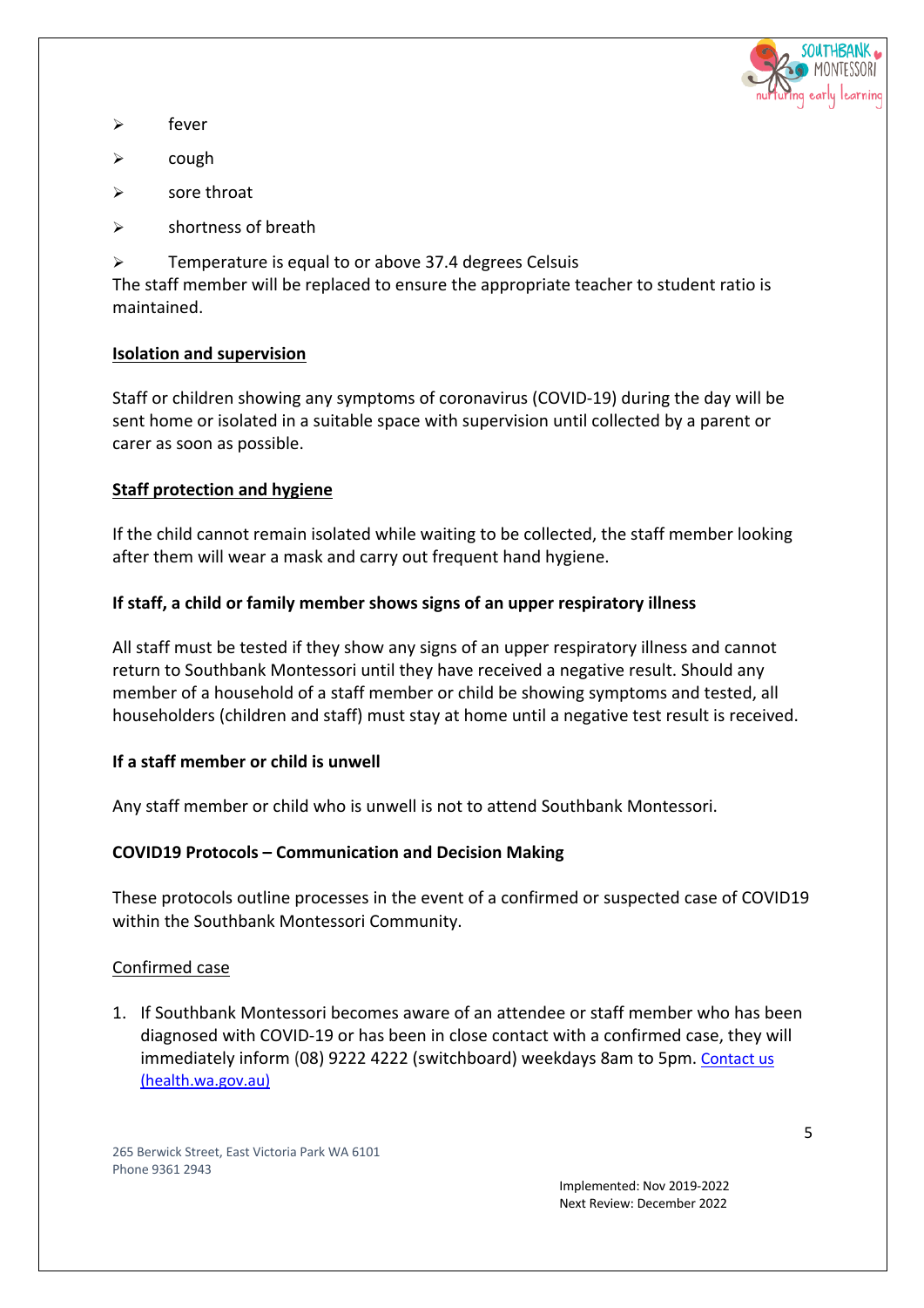- fever
- cough
- sore throat
- shortness of breath
- Temperature is equal to or above 37.4 degrees Celsius

The staff member will be replaced to ensure the appropriate teacher to student ratio is maintained.

**<u>Isolation and supervision</u>**

Staff or children showing any symptoms of coronavirus (COVID-19) during the day will be sent home or isolated in a suitable space with supervision until collected by a parent or carer as soon as possible.

**<u>Staff protection and hygiene</u>**

If the child cannot remain isolated while waiting to be collected, the staff member looking after them will wear a mask and carry out frequent hand hygiene.

**If staff, a child or family member shows signs of an upper respiratory illness**

All staff must be tested if they show any signs of an upper respiratory illness and cannot return to Southbank Montessori until they have received a negative result. Should any member of a household of a staff member or child be showing symptoms and tested, all householders (children and staff) must stay at home until a negative test result is received.

**If a staff member or child is unwell**

Any staff member or child who is unwell is not to attend Southbank Montessori.

**COVID19 Protocols – Communication and Decision Making**

These protocols outline processes in the event of a confirmed or suspected case of COVID19 within the Southbank Montessori Community.

<u>Confirmed case</u>

1. If Southbank Montessori becomes aware of an attendee or staff member who has been diagnosed with COVID-19 or has been in close contact with a confirmed case, they will immediately inform (08) 9222 4222 (switchboard) weekdays 8am to 5pm. [Contact us (health.wa.gov.au)](health.wa.gov.au)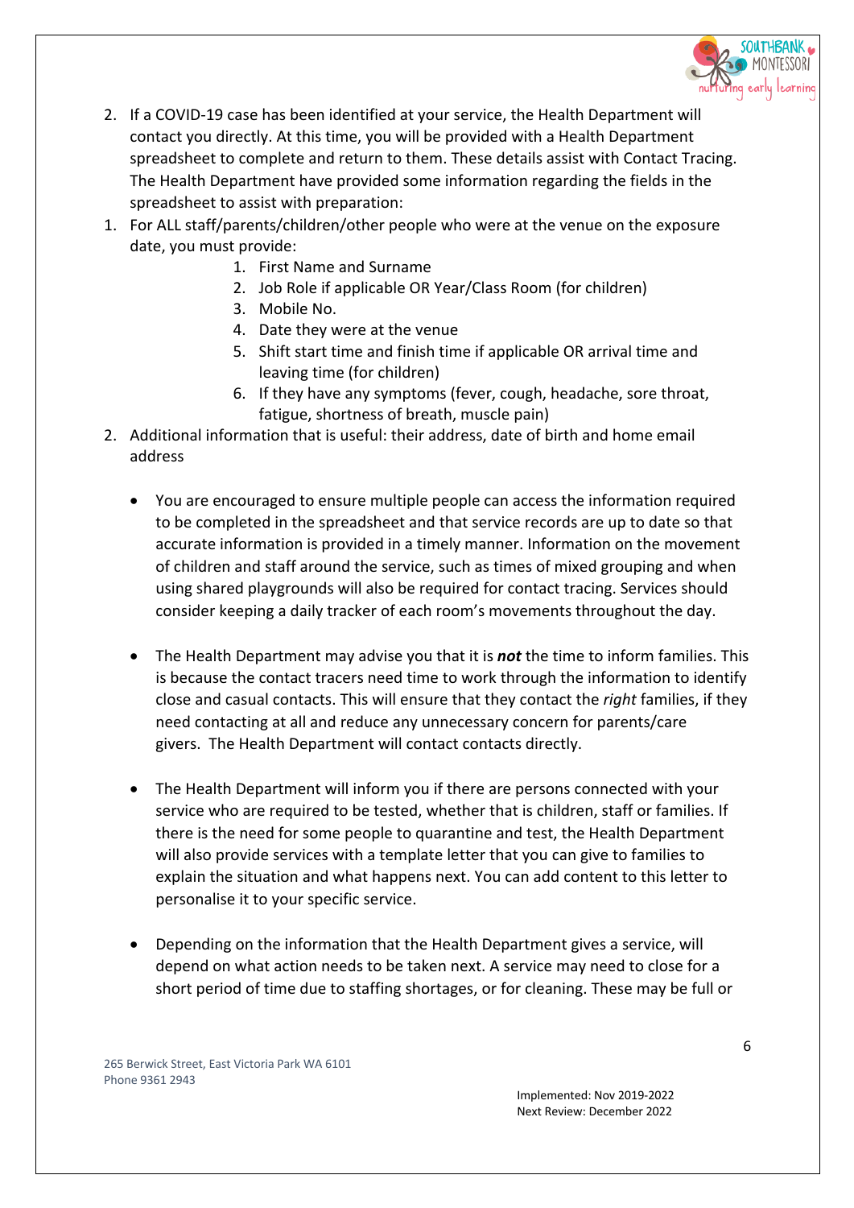2. If a COVID-19 case has been identified at your service, the Health Department will contact you directly. At this time, you will be provided with a Health Department spreadsheet to complete and return to them. These details assist with Contact Tracing. The Health Department have provided some information regarding the fields in the spreadsheet to assist with preparation:

1. For ALL staff/parents/children/other people who were at the venue on the exposure date, you must provide:
    1. First Name and Surname
    2. Job Role if applicable OR Year/Class Room (for children)
    3. Mobile No.
    4. Date they were at the venue
    5. Shift start time and finish time if applicable OR arrival time and leaving time (for children)
    6. If they have any symptoms (fever, cough, headache, sore throat, fatigue, shortness of breath, muscle pain)
2. Additional information that is useful: their address, date of birth and home email address

- You are encouraged to ensure multiple people can access the information required to be completed in the spreadsheet and that service records are up to date so that accurate information is provided in a timely manner. Information on the movement of children and staff around the service, such as times of mixed grouping and when using shared playgrounds will also be required for contact tracing. Services should consider keeping a daily tracker of each room's movements throughout the day.

- The Health Department may advise you that it is ***not*** the time to inform families. This is because the contact tracers need time to work through the information to identify close and casual contacts. This will ensure that they contact the *right* families, if they need contacting at all and reduce any unnecessary concern for parents/care givers. The Health Department will contact contacts directly.

- The Health Department will inform you if there are persons connected with your service who are required to be tested, whether that is children, staff or families. If there is the need for some people to quarantine and test, the Health Department will also provide services with a template letter that you can give to families to explain the situation and what happens next. You can add content to this letter to personalise it to your specific service.

- Depending on the information that the Health Department gives a service, will depend on what action needs to be taken next. A service may need to close for a short period of time due to staffing shortages, or for cleaning. These may be full or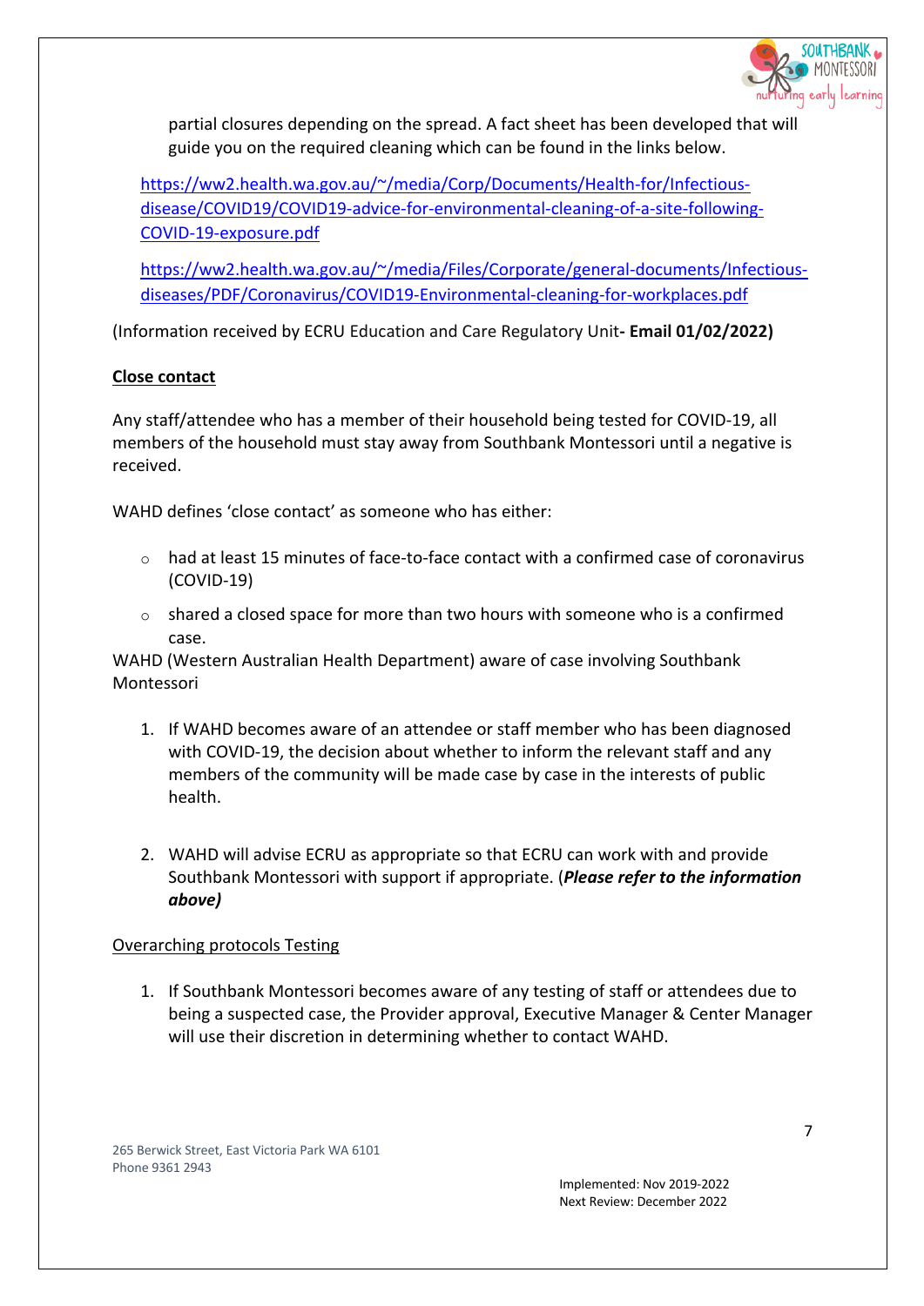partial closures depending on the spread. A fact sheet has been developed that will guide you on the required cleaning which can be found in the links below.

https://ww2.health.wa.gov.au/~/media/Corp/Documents/Health-for/Infectious-disease/COVID19/COVID19-advice-for-environmental-cleaning-of-a-site-following-COVID-19-exposure.pdf

https://ww2.health.wa.gov.au/~/media/Files/Corporate/general-documents/Infectious-diseases/PDF/Coronavirus/COVID19-Environmental-cleaning-for-workplaces.pdf

(Information received by ECRU Education and Care Regulatory Unit**- Email 01/02/2022)**

**Close contact**

Any staff/attendee who has a member of their household being tested for COVID-19, all members of the household must stay away from Southbank Montessori until a negative is received.

WAHD defines 'close contact' as someone who has either:

- had at least 15 minutes of face-to-face contact with a confirmed case of coronavirus (COVID-19)
- shared a closed space for more than two hours with someone who is a confirmed case.

WAHD (Western Australian Health Department) aware of case involving Southbank Montessori

1. If WAHD becomes aware of an attendee or staff member who has been diagnosed with COVID-19, the decision about whether to inform the relevant staff and any members of the community will be made case by case in the interests of public health.

2. WAHD will advise ECRU as appropriate so that ECRU can work with and provide Southbank Montessori with support if appropriate. (***Please refer to the information above)***

Overarching protocols Testing

1. If Southbank Montessori becomes aware of any testing of staff or attendees due to being a suspected case, the Provider approval, Executive Manager & Center Manager will use their discretion in determining whether to contact WAHD.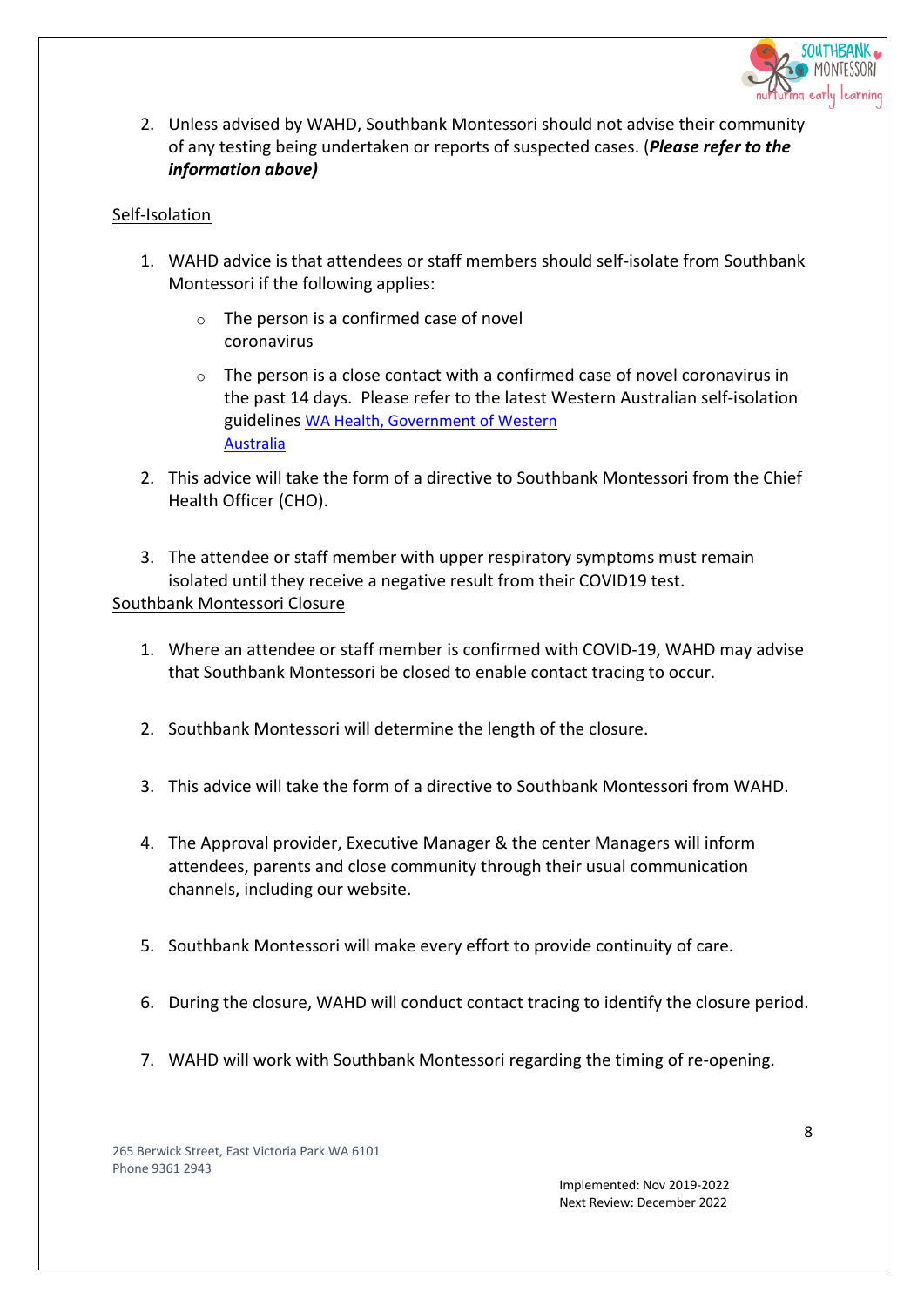2. Unless advised by WAHD, Southbank Montessori should not advise their community of any testing being undertaken or reports of suspected cases. (***Please refer to the information above)***

Self-Isolation

1. WAHD advice is that attendees or staff members should self-isolate from Southbank Montessori if the following applies:
   - The person is a confirmed case of novel coronavirus
   - The person is a close contact with a confirmed case of novel coronavirus in the past 14 days. Please refer to the latest Western Australian self-isolation guidelines [WA Health, Government of Western Australia]
2. This advice will take the form of a directive to Southbank Montessori from the Chief Health Officer (CHO).
3. The attendee or staff member with upper respiratory symptoms must remain isolated until they receive a negative result from their COVID19 test.

Southbank Montessori Closure

1. Where an attendee or staff member is confirmed with COVID-19, WAHD may advise that Southbank Montessori be closed to enable contact tracing to occur.
2. Southbank Montessori will determine the length of the closure.
3. This advice will take the form of a directive to Southbank Montessori from WAHD.
4. The Approval provider, Executive Manager & the center Managers will inform attendees, parents and close community through their usual communication channels, including our website.
5. Southbank Montessori will make every effort to provide continuity of care.
6. During the closure, WAHD will conduct contact tracing to identify the closure period.
7. WAHD will work with Southbank Montessori regarding the timing of re-opening.

265 Berwick Street, East Victoria Park WA 6101
Phone 9361 2943

Implemented: Nov 2019-2022
Next Review: December 2022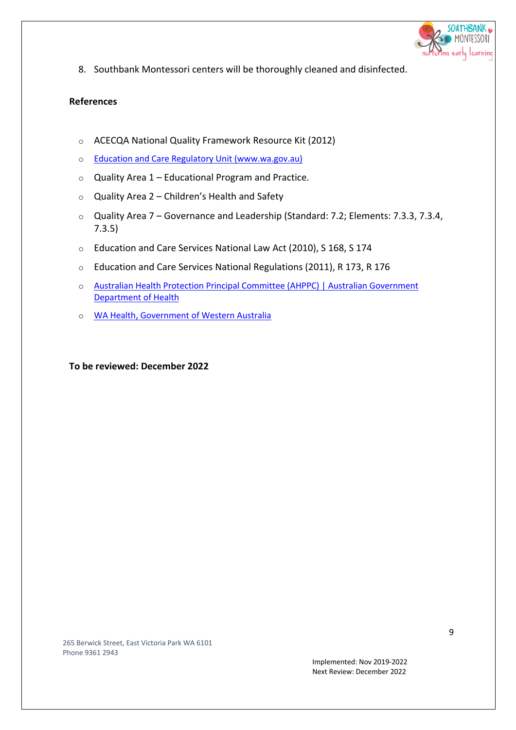8. Southbank Montessori centers will be thoroughly cleaned and disinfected.

**References**

- ACECQA National Quality Framework Resource Kit (2012)
- [Education and Care Regulatory Unit (www.wa.gov.au)](www.wa.gov.au)
- Quality Area 1 – Educational Program and Practice.
- Quality Area 2 – Children's Health and Safety
- Quality Area 7 – Governance and Leadership (Standard: 7.2; Elements: 7.3.3, 7.3.4, 7.3.5)
- Education and Care Services National Law Act (2010), S 168, S 174
- Education and Care Services National Regulations (2011), R 173, R 176
- Australian Health Protection Principal Committee (AHPPC) | Australian Government Department of Health
- WA Health, Government of Western Australia

**To be reviewed: December 2022**

265 Berwick Street, East Victoria Park WA 6101
Phone 9361 2943

Implemented: Nov 2019-2022
Next Review: December 2022